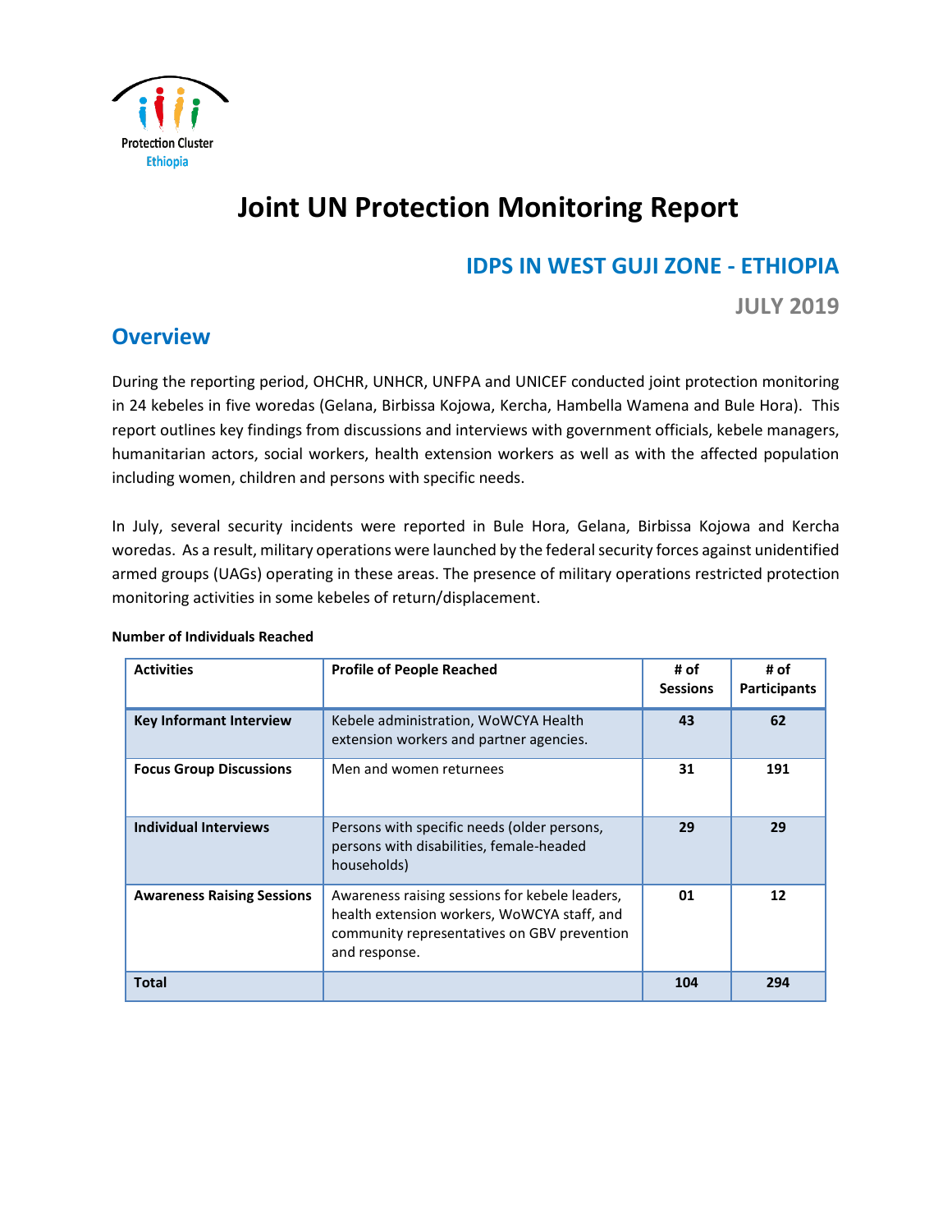Protection Cluster
Ethiopia

# Joint UN Protection Monitoring Report

## IDPS IN WEST GUJI ZONE - ETHIOPIA

**JULY 2019**

## Overview

During the reporting period, OHCHR, UNHCR, UNFPA and UNICEF conducted joint protection monitoring in 24 kebeles in five woredas (Gelana, Birbissa Kojowa, Kercha, Hambella Wamena and Bule Hora). This report outlines key findings from discussions and interviews with government officials, kebele managers, humanitarian actors, social workers, health extension workers as well as with the affected population including women, children and persons with specific needs.

In July, several security incidents were reported in Bule Hora, Gelana, Birbissa Kojowa and Kercha woredas. As a result, military operations were launched by the federal security forces against unidentified armed groups (UAGs) operating in these areas. The presence of military operations restricted protection monitoring activities in some kebeles of return/displacement.

**Number of Individuals Reached**

| Activities | Profile of People Reached | # of Sessions | # of Participants |
|---|---|---|---|
| **Key Informant Interview** | Kebele administration, WoWCYA Health extension workers and partner agencies. | **43** | **62** |
| **Focus Group Discussions** | Men and women returnees | **31** | **191** |
| **Individual Interviews** | Persons with specific needs (older persons, persons with disabilities, female-headed households) | **29** | **29** |
| **Awareness Raising Sessions** | Awareness raising sessions for kebele leaders, health extension workers, WoWCYA staff, and community representatives on GBV prevention and response. | **01** | **12** |
| **Total** | | **104** | **294** |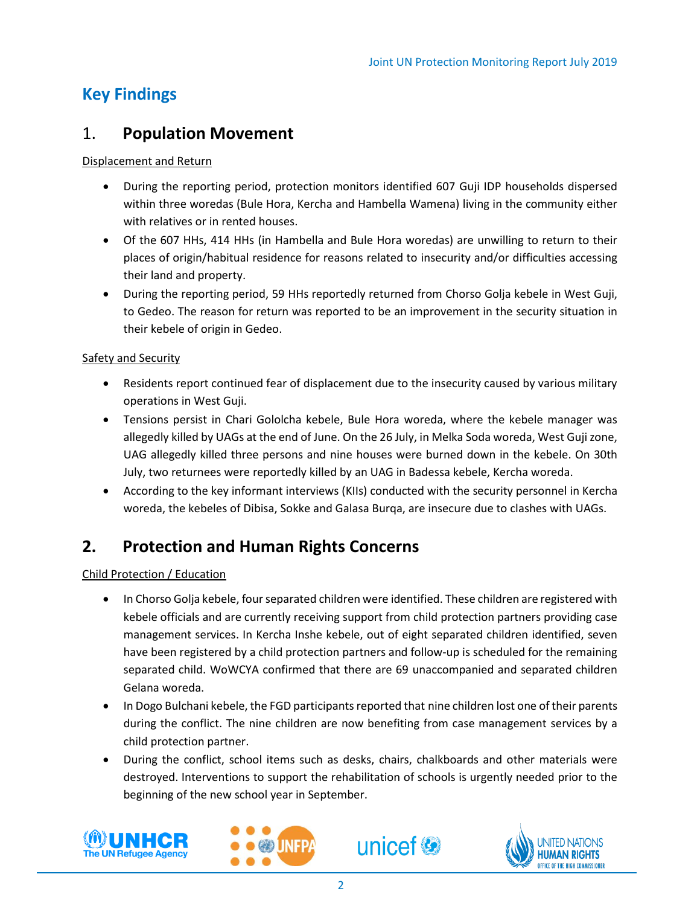# Key Findings

## 1. Population Movement

Displacement and Return

- During the reporting period, protection monitors identified 607 Guji IDP households dispersed within three woredas (Bule Hora, Kercha and Hambella Wamena) living in the community either with relatives or in rented houses.
- Of the 607 HHs, 414 HHs (in Hambella and Bule Hora woredas) are unwilling to return to their places of origin/habitual residence for reasons related to insecurity and/or difficulties accessing their land and property.
- During the reporting period, 59 HHs reportedly returned from Chorso Golja kebele in West Guji, to Gedeo. The reason for return was reported to be an improvement in the security situation in their kebele of origin in Gedeo.

Safety and Security

- Residents report continued fear of displacement due to the insecurity caused by various military operations in West Guji.
- Tensions persist in Chari Gololcha kebele, Bule Hora woreda, where the kebele manager was allegedly killed by UAGs at the end of June. On the 26 July, in Melka Soda woreda, West Guji zone, UAG allegedly killed three persons and nine houses were burned down in the kebele. On 30th July, two returnees were reportedly killed by an UAG in Badessa kebele, Kercha woreda.
- According to the key informant interviews (KIIs) conducted with the security personnel in Kercha woreda, the kebeles of Dibisa, Sokke and Galasa Burqa, are insecure due to clashes with UAGs.

## 2. Protection and Human Rights Concerns

Child Protection / Education

- In Chorso Golja kebele, four separated children were identified. These children are registered with kebele officials and are currently receiving support from child protection partners providing case management services. In Kercha Inshe kebele, out of eight separated children identified, seven have been registered by a child protection partners and follow-up is scheduled for the remaining separated child. WoWCYA confirmed that there are 69 unaccompanied and separated children Gelana woreda.
- In Dogo Bulchani kebele, the FGD participants reported that nine children lost one of their parents during the conflict. The nine children are now benefiting from case management services by a child protection partner.
- During the conflict, school items such as desks, chairs, chalkboards and other materials were destroyed. Interventions to support the rehabilitation of schools is urgently needed prior to the beginning of the new school year in September.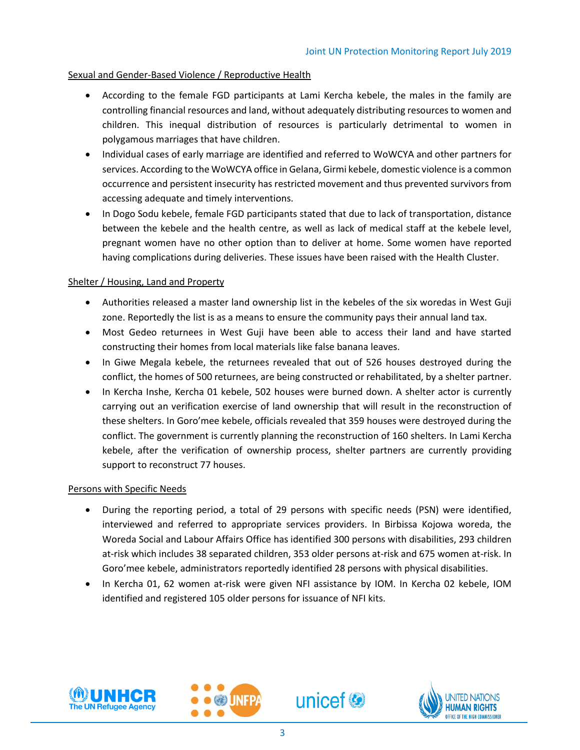Sexual and Gender-Based Violence / Reproductive Health

- According to the female FGD participants at Lami Kercha kebele, the males in the family are controlling financial resources and land, without adequately distributing resources to women and children. This inequal distribution of resources is particularly detrimental to women in polygamous marriages that have children.
- Individual cases of early marriage are identified and referred to WoWCYA and other partners for services. According to the WoWCYA office in Gelana, Girmi kebele, domestic violence is a common occurrence and persistent insecurity has restricted movement and thus prevented survivors from accessing adequate and timely interventions.
- In Dogo Sodu kebele, female FGD participants stated that due to lack of transportation, distance between the kebele and the health centre, as well as lack of medical staff at the kebele level, pregnant women have no other option than to deliver at home. Some women have reported having complications during deliveries. These issues have been raised with the Health Cluster.

Shelter / Housing, Land and Property

- Authorities released a master land ownership list in the kebeles of the six woredas in West Guji zone. Reportedly the list is as a means to ensure the community pays their annual land tax.
- Most Gedeo returnees in West Guji have been able to access their land and have started constructing their homes from local materials like false banana leaves.
- In Giwe Megala kebele, the returnees revealed that out of 526 houses destroyed during the conflict, the homes of 500 returnees, are being constructed or rehabilitated, by a shelter partner.
- In Kercha Inshe, Kercha 01 kebele, 502 houses were burned down. A shelter actor is currently carrying out an verification exercise of land ownership that will result in the reconstruction of these shelters. In Goro'mee kebele, officials revealed that 359 houses were destroyed during the conflict. The government is currently planning the reconstruction of 160 shelters. In Lami Kercha kebele, after the verification of ownership process, shelter partners are currently providing support to reconstruct 77 houses.

Persons with Specific Needs

- During the reporting period, a total of 29 persons with specific needs (PSN) were identified, interviewed and referred to appropriate services providers. In Birbissa Kojowa woreda, the Woreda Social and Labour Affairs Office has identified 300 persons with disabilities, 293 children at-risk which includes 38 separated children, 353 older persons at-risk and 675 women at-risk. In Goro'mee kebele, administrators reportedly identified 28 persons with physical disabilities.
- In Kercha 01, 62 women at-risk were given NFI assistance by IOM. In Kercha 02 kebele, IOM identified and registered 105 older persons for issuance of NFI kits.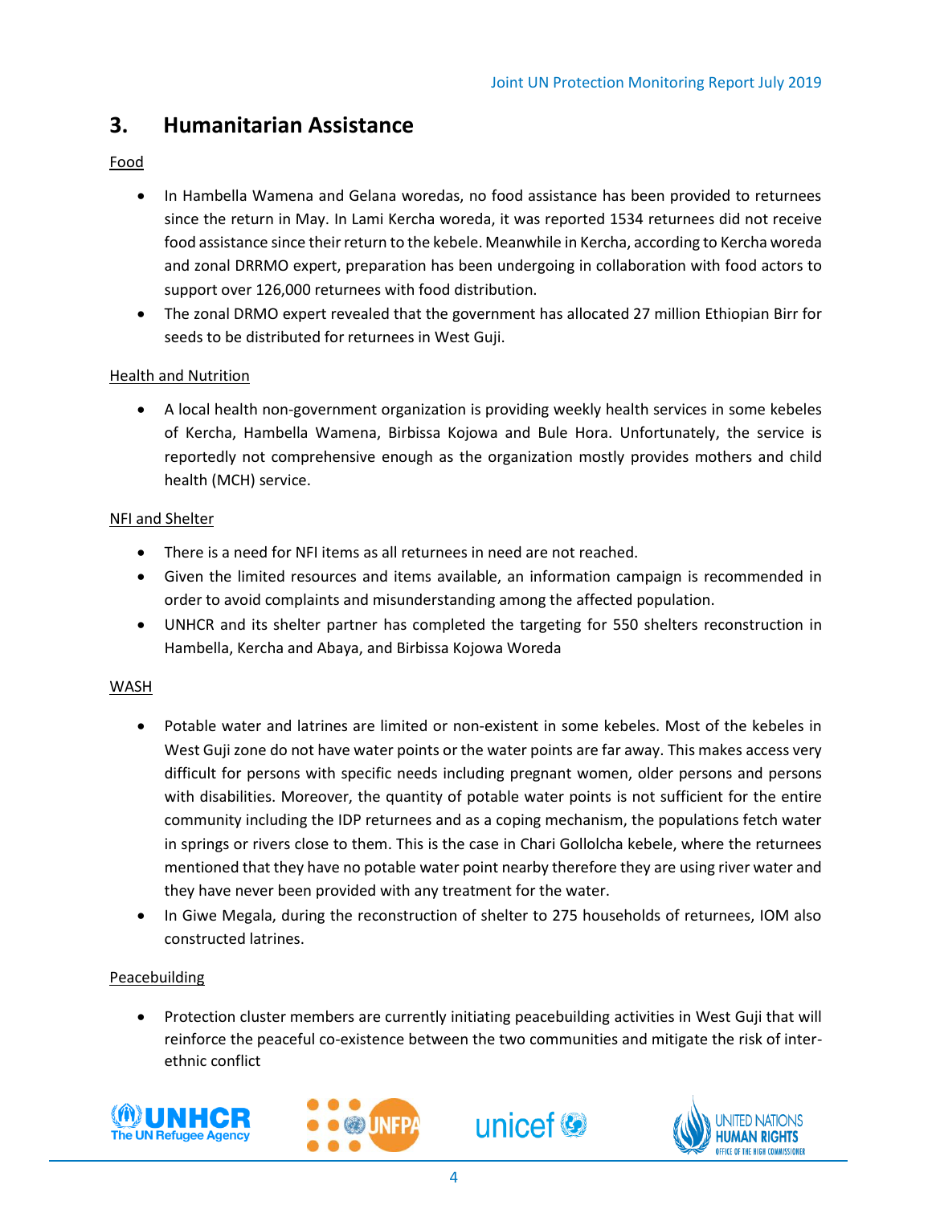## 3. Humanitarian Assistance

Food

- In Hambella Wamena and Gelana woredas, no food assistance has been provided to returnees since the return in May. In Lami Kercha woreda, it was reported 1534 returnees did not receive food assistance since their return to the kebele. Meanwhile in Kercha, according to Kercha woreda and zonal DRRMO expert, preparation has been undergoing in collaboration with food actors to support over 126,000 returnees with food distribution.
- The zonal DRMO expert revealed that the government has allocated 27 million Ethiopian Birr for seeds to be distributed for returnees in West Guji.

Health and Nutrition

- A local health non-government organization is providing weekly health services in some kebeles of Kercha, Hambella Wamena, Birbissa Kojowa and Bule Hora. Unfortunately, the service is reportedly not comprehensive enough as the organization mostly provides mothers and child health (MCH) service.

NFI and Shelter

- There is a need for NFI items as all returnees in need are not reached.
- Given the limited resources and items available, an information campaign is recommended in order to avoid complaints and misunderstanding among the affected population.
- UNHCR and its shelter partner has completed the targeting for 550 shelters reconstruction in Hambella, Kercha and Abaya, and Birbissa Kojowa Woreda

WASH

- Potable water and latrines are limited or non-existent in some kebeles. Most of the kebeles in West Guji zone do not have water points or the water points are far away. This makes access very difficult for persons with specific needs including pregnant women, older persons and persons with disabilities. Moreover, the quantity of potable water points is not sufficient for the entire community including the IDP returnees and as a coping mechanism, the populations fetch water in springs or rivers close to them. This is the case in Chari Gollolcha kebele, where the returnees mentioned that they have no potable water point nearby therefore they are using river water and they have never been provided with any treatment for the water.
- In Giwe Megala, during the reconstruction of shelter to 275 households of returnees, IOM also constructed latrines.

Peacebuilding

- Protection cluster members are currently initiating peacebuilding activities in West Guji that will reinforce the peaceful co-existence between the two communities and mitigate the risk of inter-ethnic conflict